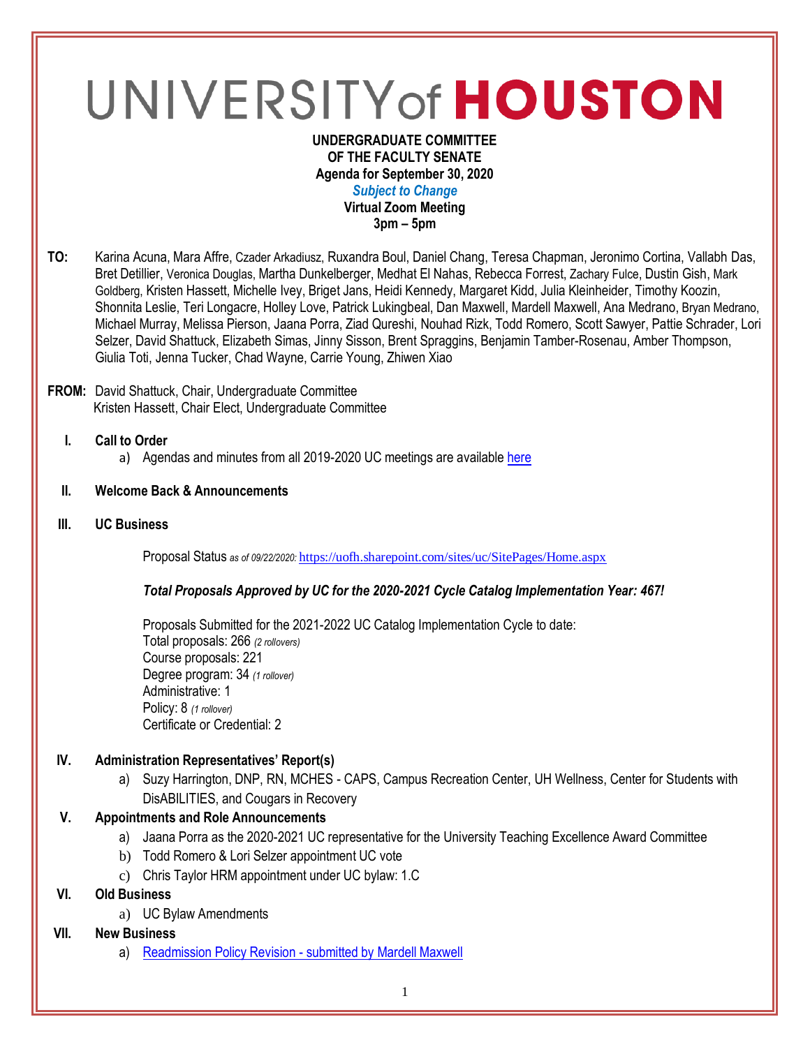# UNIVERSITY of HOUSTON

**UNDERGRADUATE COMMITTEE**
**OF THE FACULTY SENATE**
**Agenda for September 30, 2020**
***Subject to Change***
**Virtual Zoom Meeting**
**3pm – 5pm**

**TO:** Karina Acuna, Mara Affre, Czader Arkadiusz, Ruxandra Boul, Daniel Chang, Teresa Chapman, Jeronimo Cortina, Vallabh Das, Bret Detillier, Veronica Douglas, Martha Dunkelberger, Medhat El Nahas, Rebecca Forrest, Zachary Fulce, Dustin Gish, Mark Goldberg, Kristen Hassett, Michelle Ivey, Briget Jans, Heidi Kennedy, Margaret Kidd, Julia Kleinheider, Timothy Koozin, Shonnita Leslie, Teri Longacre, Holley Love, Patrick Lukingbeal, Dan Maxwell, Mardell Maxwell, Ana Medrano, Bryan Medrano, Michael Murray, Melissa Pierson, Jaana Porra, Ziad Qureshi, Nouhad Rizk, Todd Romero, Scott Sawyer, Pattie Schrader, Lori Selzer, David Shattuck, Elizabeth Simas, Jinny Sisson, Brent Spraggins, Benjamin Tamber-Rosenau, Amber Thompson, Giulia Toti, Jenna Tucker, Chad Wayne, Carrie Young, Zhiwen Xiao

**FROM:** David Shattuck, Chair, Undergraduate Committee
Kristen Hassett, Chair Elect, Undergraduate Committee

**I. Call to Order**
a) Agendas and minutes from all 2019-2020 UC meetings are available [here]

**II. Welcome Back & Announcements**

**III. UC Business**

Proposal Status *as of 09/22/2020:* https://uofh.sharepoint.com/sites/uc/SitePages/Home.aspx

***Total Proposals Approved by UC for the 2020-2021 Cycle Catalog Implementation Year: 467!***

Proposals Submitted for the 2021-2022 UC Catalog Implementation Cycle to date:
Total proposals: 266 *(2 rollovers)*
Course proposals: 221
Degree program: 34 *(1 rollover)*
Administrative: 1
Policy: 8 *(1 rollover)*
Certificate or Credential: 2

**IV. Administration Representatives' Report(s)**
a) Suzy Harrington, DNP, RN, MCHES - CAPS, Campus Recreation Center, UH Wellness, Center for Students with DisABILITIES, and Cougars in Recovery

**V. Appointments and Role Announcements**
a) Jaana Porra as the 2020-2021 UC representative for the University Teaching Excellence Award Committee
b) Todd Romero & Lori Selzer appointment UC vote
c) Chris Taylor HRM appointment under UC bylaw: 1.C

**VI. Old Business**
a) UC Bylaw Amendments

**VII. New Business**
a) [Readmission Policy Revision - submitted by Mardell Maxwell]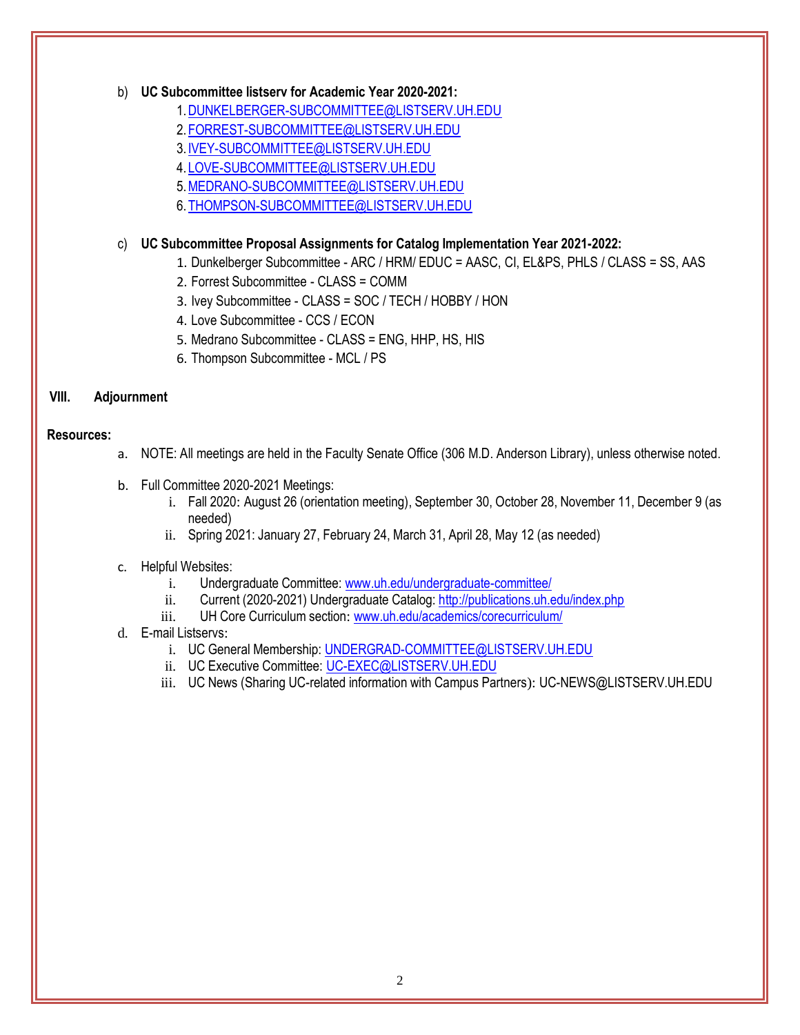b) **UC Subcommittee listserv for Academic Year 2020-2021:**

1. DUNKELBERGER-SUBCOMMITTEE@LISTSERV.UH.EDU
2. FORREST-SUBCOMMITTEE@LISTSERV.UH.EDU
3. IVEY-SUBCOMMITTEE@LISTSERV.UH.EDU
4. LOVE-SUBCOMMITTEE@LISTSERV.UH.EDU
5. MEDRANO-SUBCOMMITTEE@LISTSERV.UH.EDU
6. THOMPSON-SUBCOMMITTEE@LISTSERV.UH.EDU

c) **UC Subcommittee Proposal Assignments for Catalog Implementation Year 2021-2022:**

1. Dunkelberger Subcommittee - ARC / HRM/ EDUC = AASC, CI, EL&PS, PHLS / CLASS = SS, AAS
2. Forrest Subcommittee - CLASS = COMM
3. Ivey Subcommittee - CLASS = SOC / TECH / HOBBY / HON
4. Love Subcommittee - CCS / ECON
5. Medrano Subcommittee - CLASS = ENG, HHP, HS, HIS
6. Thompson Subcommittee - MCL / PS

## VIII. Adjournment

**Resources:**

a. NOTE: All meetings are held in the Faculty Senate Office (306 M.D. Anderson Library), unless otherwise noted.

b. Full Committee 2020-2021 Meetings:
   i. Fall 2020: August 26 (orientation meeting), September 30, October 28, November 11, December 9 (as needed)
   ii. Spring 2021: January 27, February 24, March 31, April 28, May 12 (as needed)

c. Helpful Websites:
   i. Undergraduate Committee: www.uh.edu/undergraduate-committee/
   ii. Current (2020-2021) Undergraduate Catalog: http://publications.uh.edu/index.php
   iii. UH Core Curriculum section: www.uh.edu/academics/corecurriculum/

d. E-mail Listservs:
   i. UC General Membership: UNDERGRAD-COMMITTEE@LISTSERV.UH.EDU
   ii. UC Executive Committee: UC-EXEC@LISTSERV.UH.EDU
   iii. UC News (Sharing UC-related information with Campus Partners): UC-NEWS@LISTSERV.UH.EDU